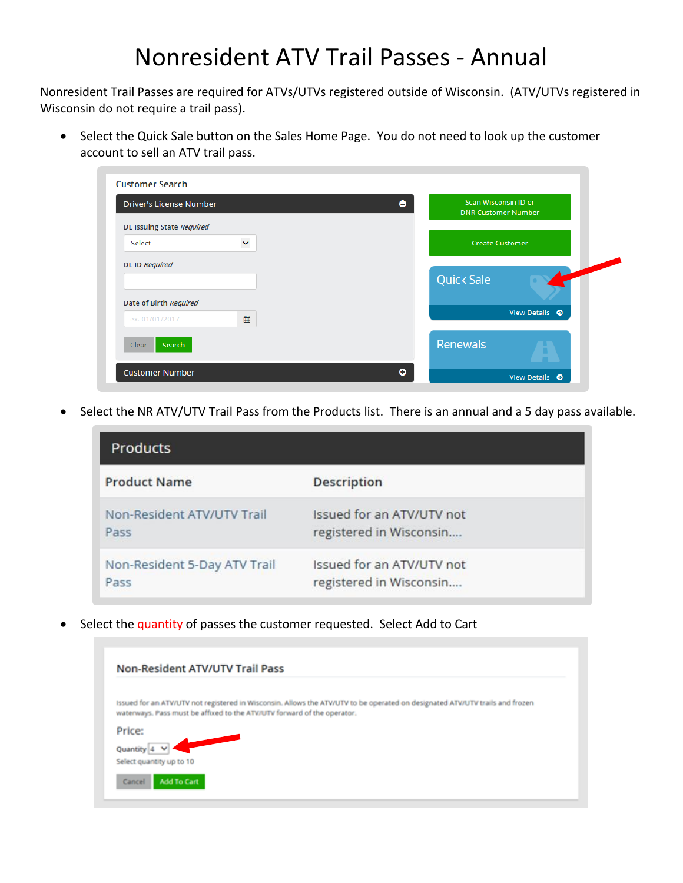# Nonresident ATV Trail Passes - Annual

Nonresident Trail Passes are required for ATVs/UTVs registered outside of Wisconsin. (ATV/UTVs registered in Wisconsin do not require a trail pass).

- Select the Quick Sale button on the Sales Home Page. You do not need to look up the customer account to sell an ATV trail pass.

Customer Search

Driver's License Number

DL Issuing State *Required*

Select

DL ID *Required*

Date of Birth *Required*

ex. 01/01/2017

Clear Search

Customer Number

Scan Wisconsin ID or DNR Customer Number

Create Customer

Quick Sale

View Details

Renewals

View Details

- Select the NR ATV/UTV Trail Pass from the Products list. There is an annual and a 5 day pass available.

Products

| Product Name | Description |
|---|---|
| Non-Resident ATV/UTV Trail Pass | Issued for an ATV/UTV not registered in Wisconsin.... |
| Non-Resident 5-Day ATV Trail Pass | Issued for an ATV/UTV not registered in Wisconsin.... |

- Select the quantity of passes the customer requested. Select Add to Cart

Non-Resident ATV/UTV Trail Pass

Issued for an ATV/UTV not registered in Wisconsin. Allows the ATV/UTV to be operated on designated ATV/UTV trails and frozen waterways. Pass must be affixed to the ATV/UTV forward of the operator.

Price:

Quantity 4

Select quantity up to 10

Cancel Add To Cart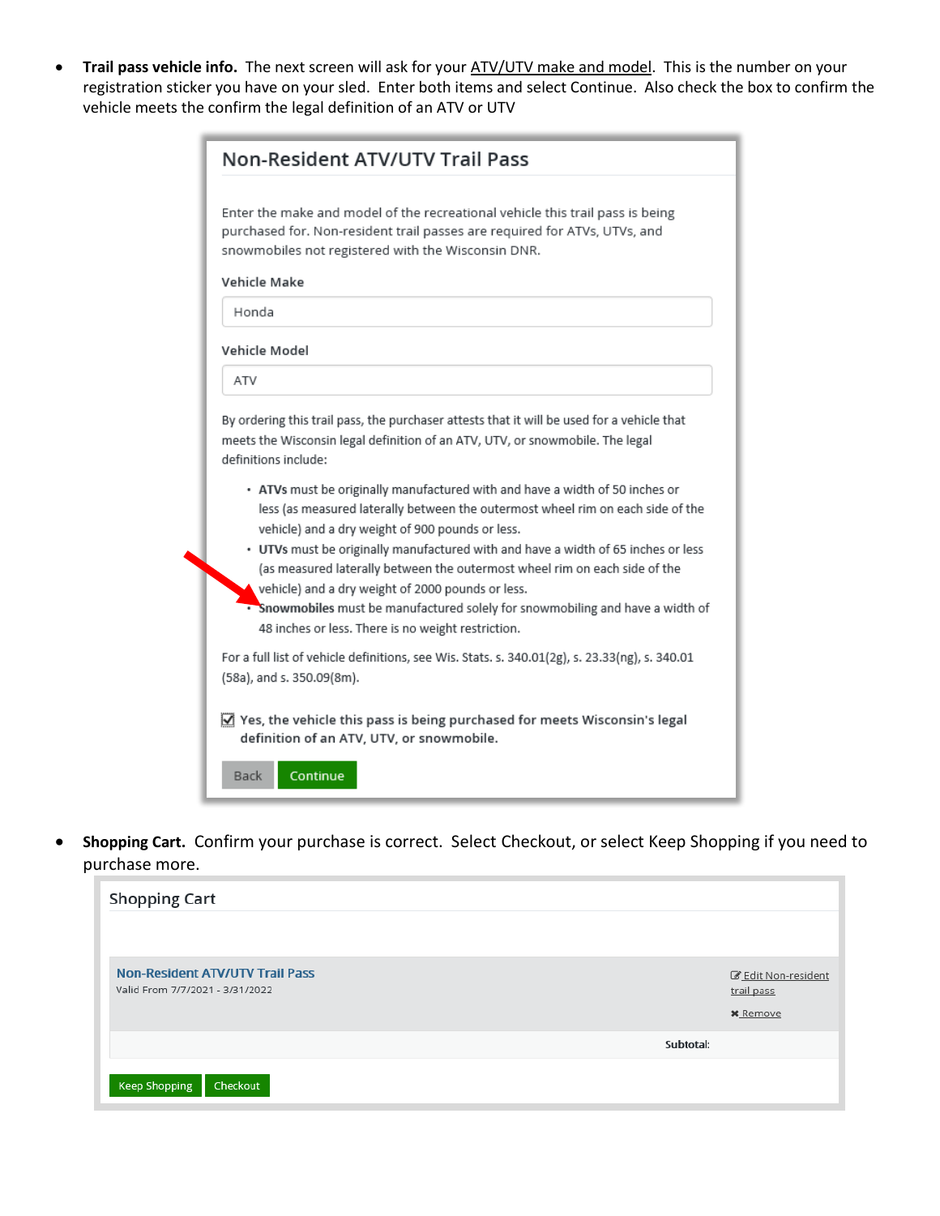- **Trail pass vehicle info.** The next screen will ask for your ATV/UTV make and model. This is the number on your registration sticker you have on your sled. Enter both items and select Continue. Also check the box to confirm the vehicle meets the confirm the legal definition of an ATV or UTV

## Non-Resident ATV/UTV Trail Pass

Enter the make and model of the recreational vehicle this trail pass is being purchased for. Non-resident trail passes are required for ATVs, UTVs, and snowmobiles not registered with the Wisconsin DNR.

**Vehicle Make**

Honda

**Vehicle Model**

ATV

By ordering this trail pass, the purchaser attests that it will be used for a vehicle that meets the Wisconsin legal definition of an ATV, UTV, or snowmobile. The legal definitions include:

- **ATVs** must be originally manufactured with and have a width of 50 inches or less (as measured laterally between the outermost wheel rim on each side of the vehicle) and a dry weight of 900 pounds or less.
- **UTVs** must be originally manufactured with and have a width of 65 inches or less (as measured laterally between the outermost wheel rim on each side of the vehicle) and a dry weight of 2000 pounds or less.
- **Snowmobiles** must be manufactured solely for snowmobiling and have a width of 48 inches or less. There is no weight restriction.

For a full list of vehicle definitions, see Wis. Stats. s. 340.01(2g), s. 23.33(ng), s. 340.01 (58a), and s. 350.09(8m).

☑ Yes, the vehicle this pass is being purchased for meets Wisconsin's legal definition of an ATV, UTV, or snowmobile.

Back | Continue

- **Shopping Cart.** Confirm your purchase is correct. Select Checkout, or select Keep Shopping if you need to purchase more.

## Shopping Cart

**Non-Resident ATV/UTV Trail Pass**
Valid From 7/7/2021 - 3/31/2022

Edit Non-resident trail pass

✖ Remove

**Subtotal:**

Keep Shopping | Checkout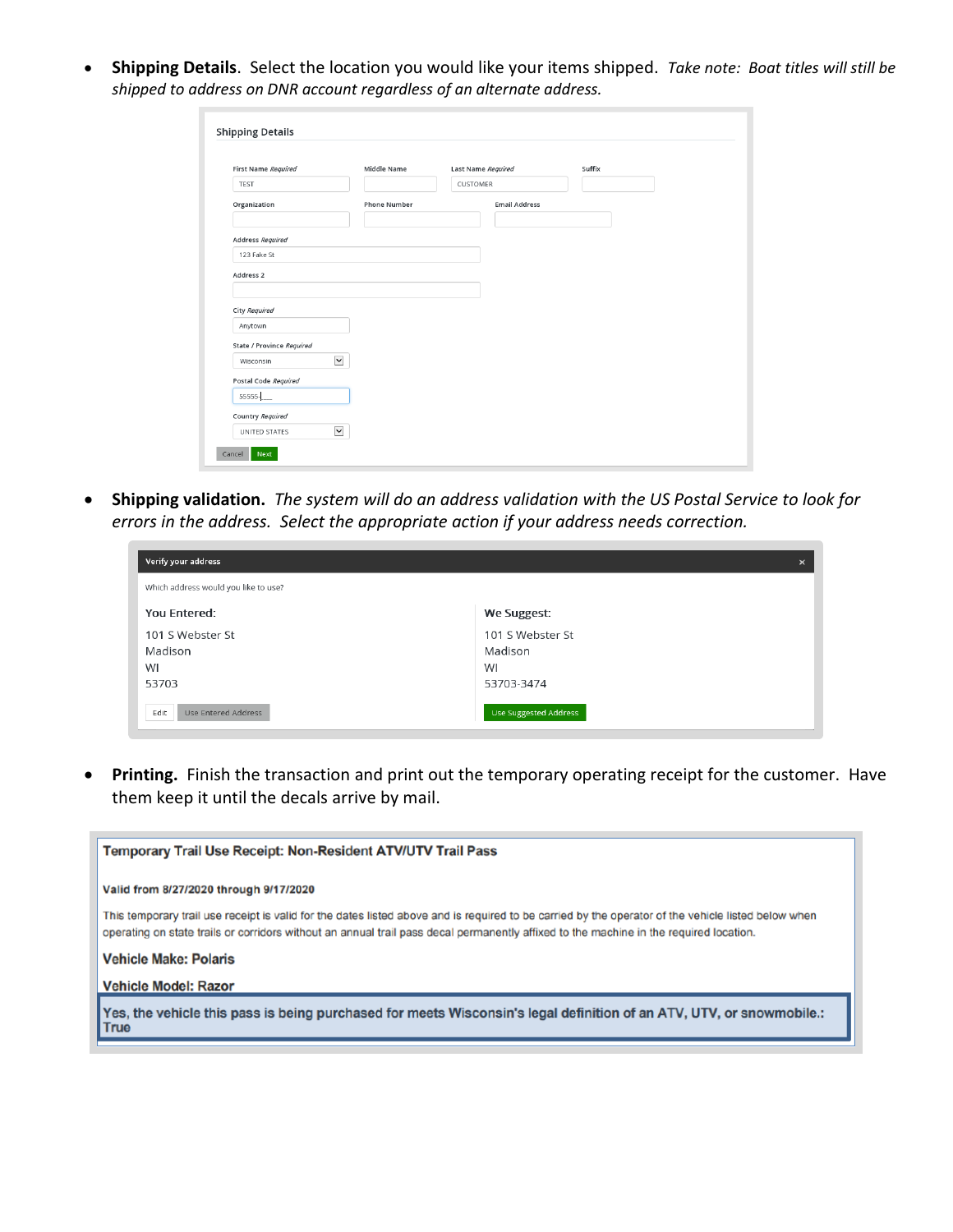- **Shipping Details**. Select the location you would like your items shipped. *Take note: Boat titles will still be shipped to address on DNR account regardless of an alternate address.*

Shipping Details

First Name *Required*: TEST
Middle Name
Last Name *Required*: CUSTOMER
Suffix
Organization
Phone Number
Email Address
Address *Required*: 123 Fake St
Address 2
City *Required*: Anytown
State / Province *Required*: Wisconsin
Postal Code *Required*: 55555-____
Country *Required*: UNITED STATES

Cancel Next

- **Shipping validation.** *The system will do an address validation with the US Postal Service to look for errors in the address. Select the appropriate action if your address needs correction.*

Verify your address

Which address would you like to use?

| You Entered: | We Suggest: |
|---|---|
| 101 S Webster St<br>Madison<br>WI<br>53703 | 101 S Webster St<br>Madison<br>WI<br>53703-3474 |
| Edit / Use Entered Address | Use Suggested Address |

- **Printing.** Finish the transaction and print out the temporary operating receipt for the customer. Have them keep it until the decals arrive by mail.

**Temporary Trail Use Receipt: Non-Resident ATV/UTV Trail Pass**

**Valid from 8/27/2020 through 9/17/2020**

This temporary trail use receipt is valid for the dates listed above and is required to be carried by the operator of the vehicle listed below when operating on state trails or corridors without an annual trail pass decal permanently affixed to the machine in the required location.

**Vehicle Make: Polaris**

**Vehicle Model: Razor**

**Yes, the vehicle this pass is being purchased for meets Wisconsin's legal definition of an ATV, UTV, or snowmobile.: True**